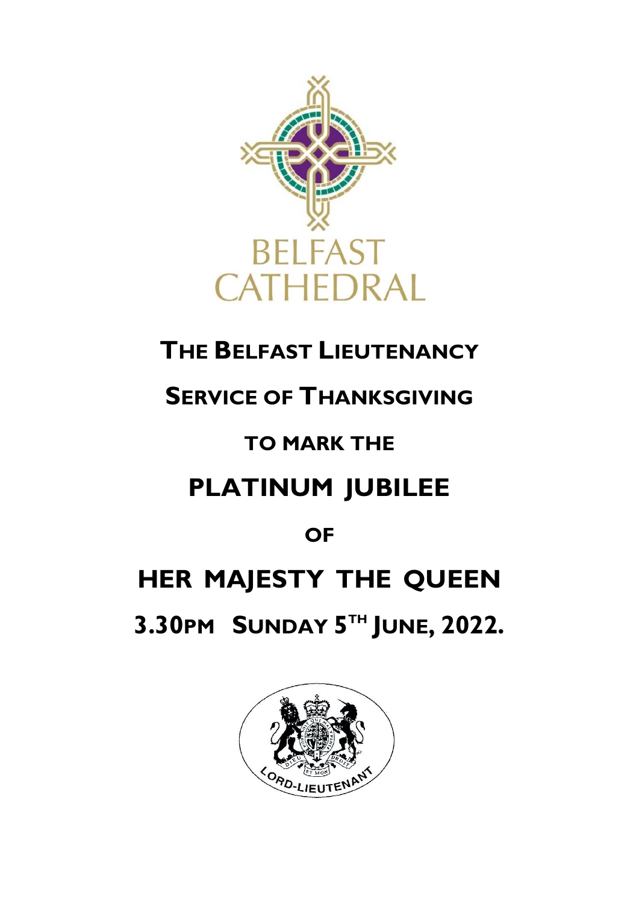BELFAST CATHEDRAL

# THE BELFAST LIEUTENANCY

# SERVICE OF THANKSGIVING

## TO MARK THE

# PLATINUM JUBILEE

## OF

# HER MAJESTY THE QUEEN

## 3.30PM SUNDAY 5TH JUNE, 2022.

LORD-LIEUTENANT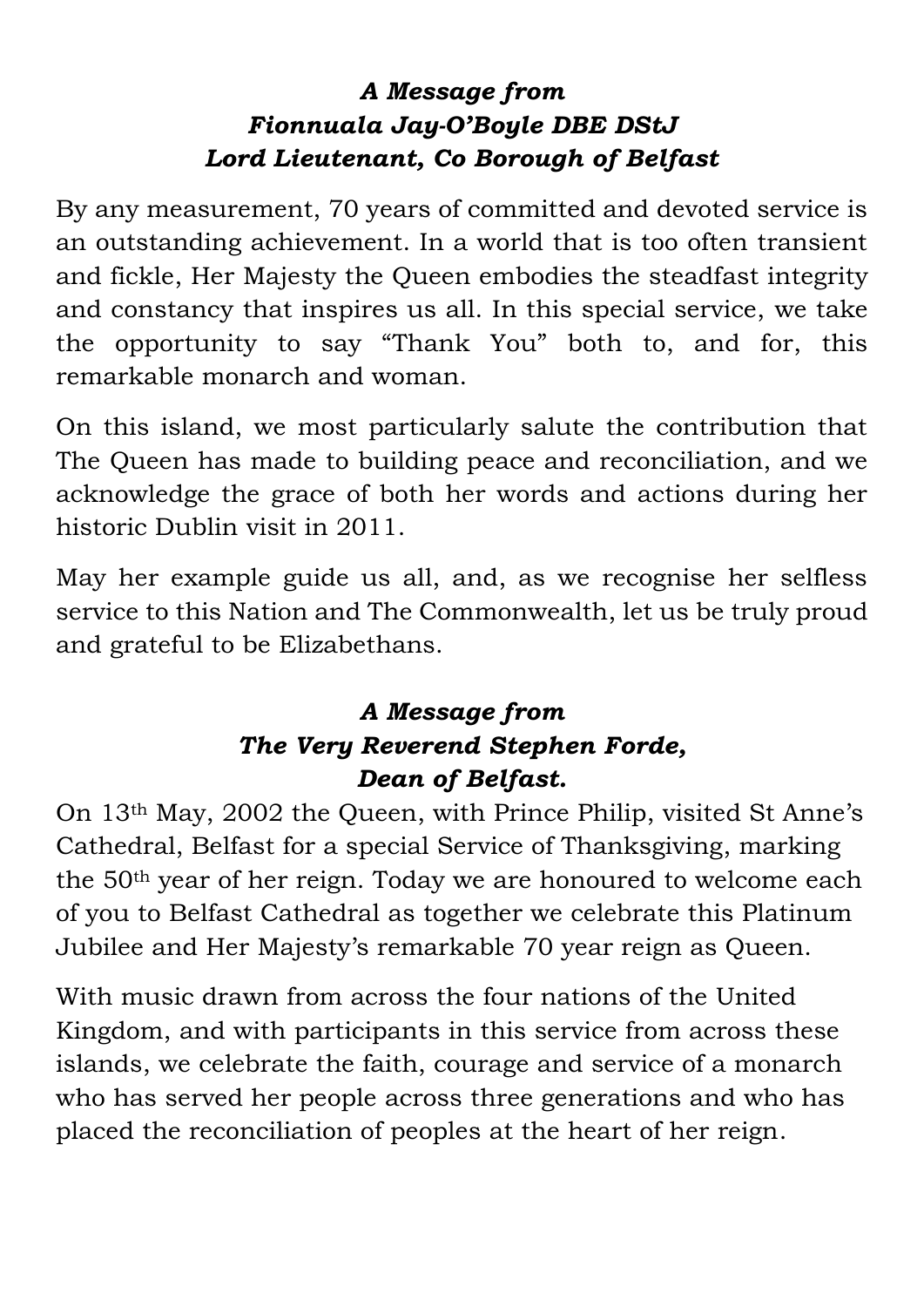### *A Message from*
### *Fionnuala Jay-O'Boyle DBE DStJ*
### *Lord Lieutenant, Co Borough of Belfast*

By any measurement, 70 years of committed and devoted service is an outstanding achievement. In a world that is too often transient and fickle, Her Majesty the Queen embodies the steadfast integrity and constancy that inspires us all. In this special service, we take the opportunity to say "Thank You" both to, and for, this remarkable monarch and woman.

On this island, we most particularly salute the contribution that The Queen has made to building peace and reconciliation, and we acknowledge the grace of both her words and actions during her historic Dublin visit in 2011.

May her example guide us all, and, as we recognise her selfless service to this Nation and The Commonwealth, let us be truly proud and grateful to be Elizabethans.

### *A Message from*
### *The Very Reverend Stephen Forde,*
### *Dean of Belfast.*

On 13th May, 2002 the Queen, with Prince Philip, visited St Anne's Cathedral, Belfast for a special Service of Thanksgiving, marking the 50th year of her reign. Today we are honoured to welcome each of you to Belfast Cathedral as together we celebrate this Platinum Jubilee and Her Majesty's remarkable 70 year reign as Queen.

With music drawn from across the four nations of the United Kingdom, and with participants in this service from across these islands, we celebrate the faith, courage and service of a monarch who has served her people across three generations and who has placed the reconciliation of peoples at the heart of her reign.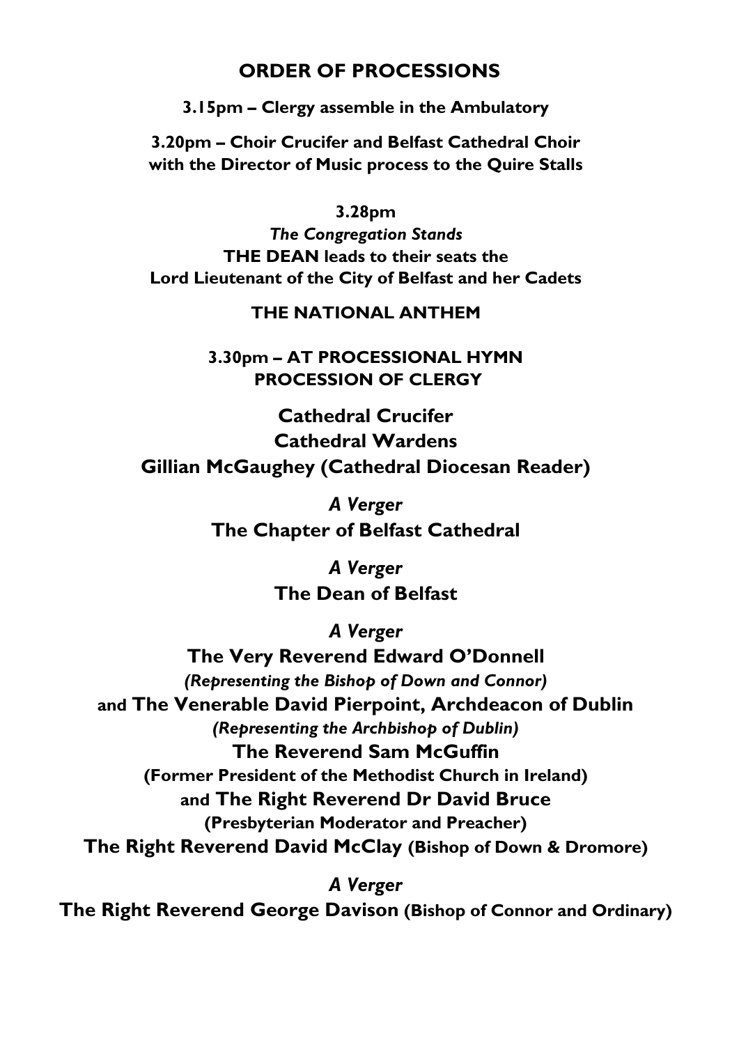## ORDER OF PROCESSIONS

**3.15pm – Clergy assemble in the Ambulatory**

**3.20pm – Choir Crucifer and Belfast Cathedral Choir with the Director of Music process to the Quire Stalls**

**3.28pm**

***The Congregation Stands***

**THE DEAN leads to their seats the Lord Lieutenant of the City of Belfast and her Cadets**

**THE NATIONAL ANTHEM**

**3.30pm – AT PROCESSIONAL HYMN**
**PROCESSION OF CLERGY**

**Cathedral Crucifer**
**Cathedral Wardens**
**Gillian McGaughey (Cathedral Diocesan Reader)**

***A Verger***
**The Chapter of Belfast Cathedral**

***A Verger***
**The Dean of Belfast**

***A Verger***
**The Very Reverend Edward O'Donnell**
***(Representing the Bishop of Down and Connor)***
**and The Venerable David Pierpoint, Archdeacon of Dublin**
***(Representing the Archbishop of Dublin)***
**The Reverend Sam McGuffin**
**(Former President of the Methodist Church in Ireland)**
**and The Right Reverend Dr David Bruce**
**(Presbyterian Moderator and Preacher)**
**The Right Reverend David McClay (Bishop of Down & Dromore)**

***A Verger***
**The Right Reverend George Davison (Bishop of Connor and Ordinary)**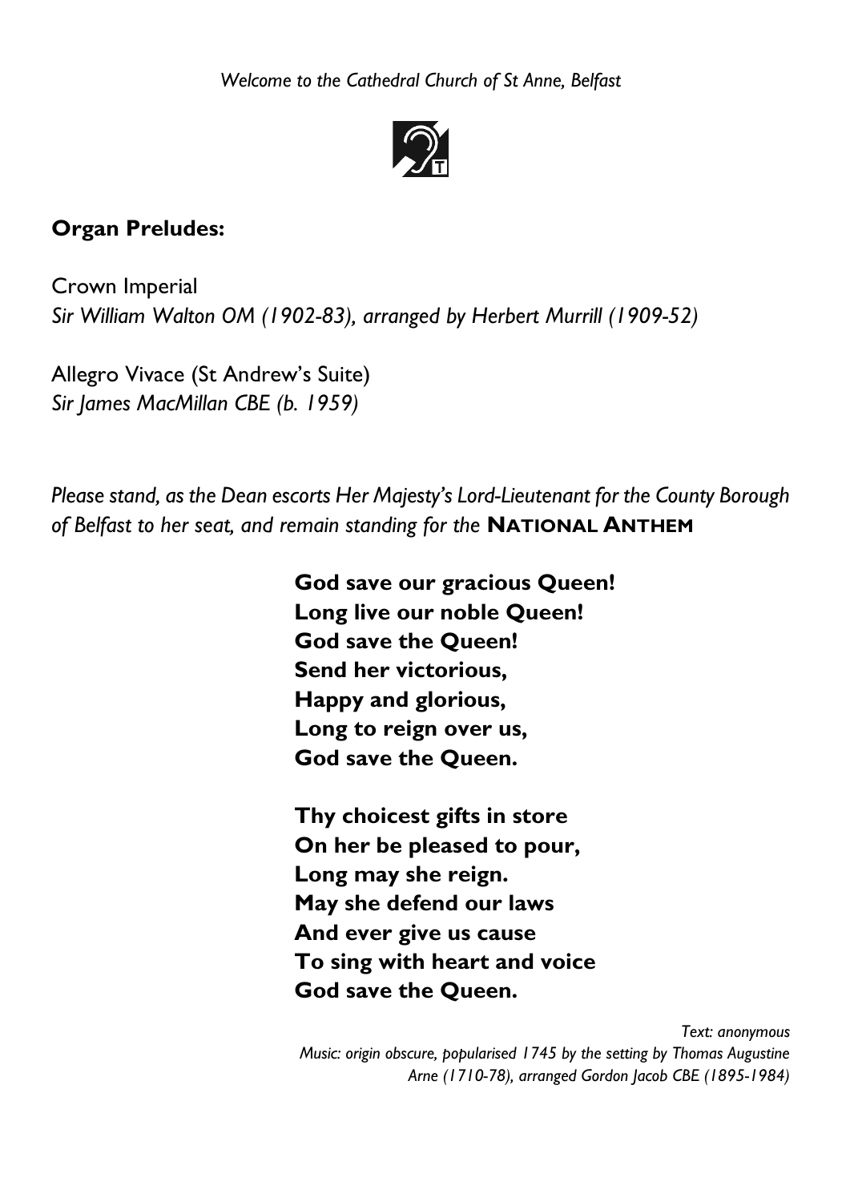*Welcome to the Cathedral Church of St Anne, Belfast*

**Organ Preludes:**

Crown Imperial
*Sir William Walton OM (1902-83), arranged by Herbert Murrill (1909-52)*

Allegro Vivace (St Andrew's Suite)
*Sir James MacMillan CBE (b. 1959)*

*Please stand, as the Dean escorts Her Majesty's Lord-Lieutenant for the County Borough of Belfast to her seat, and remain standing for the* **NATIONAL ANTHEM**

**God save our gracious Queen!**
**Long live our noble Queen!**
**God save the Queen!**
**Send her victorious,**
**Happy and glorious,**
**Long to reign over us,**
**God save the Queen.**

**Thy choicest gifts in store**
**On her be pleased to pour,**
**Long may she reign.**
**May she defend our laws**
**And ever give us cause**
**To sing with heart and voice**
**God save the Queen.**

*Text: anonymous*
*Music: origin obscure, popularised 1745 by the setting by Thomas Augustine Arne (1710-78), arranged Gordon Jacob CBE (1895-1984)*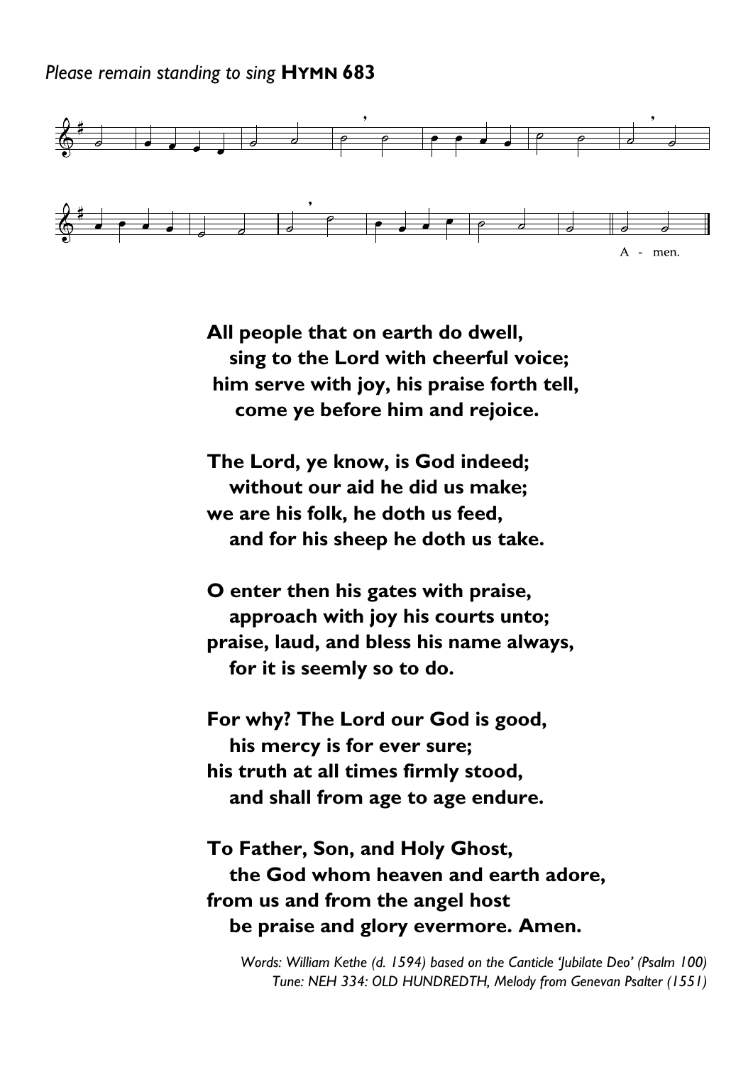*Please remain standing to sing* **HYMN 683**

**All people that on earth do dwell,**
**sing to the Lord with cheerful voice;**
**him serve with joy, his praise forth tell,**
**come ye before him and rejoice.**

**The Lord, ye know, is God indeed;**
**without our aid he did us make;**
**we are his folk, he doth us feed,**
**and for his sheep he doth us take.**

**O enter then his gates with praise,**
**approach with joy his courts unto;**
**praise, laud, and bless his name always,**
**for it is seemly so to do.**

**For why? The Lord our God is good,**
**his mercy is for ever sure;**
**his truth at all times firmly stood,**
**and shall from age to age endure.**

**To Father, Son, and Holy Ghost,**
**the God whom heaven and earth adore,**
**from us and from the angel host**
**be praise and glory evermore. Amen.**

*Words: William Kethe (d. 1594) based on the Canticle 'Jubilate Deo' (Psalm 100)*
*Tune: NEH 334: OLD HUNDREDTH, Melody from Genevan Psalter (1551)*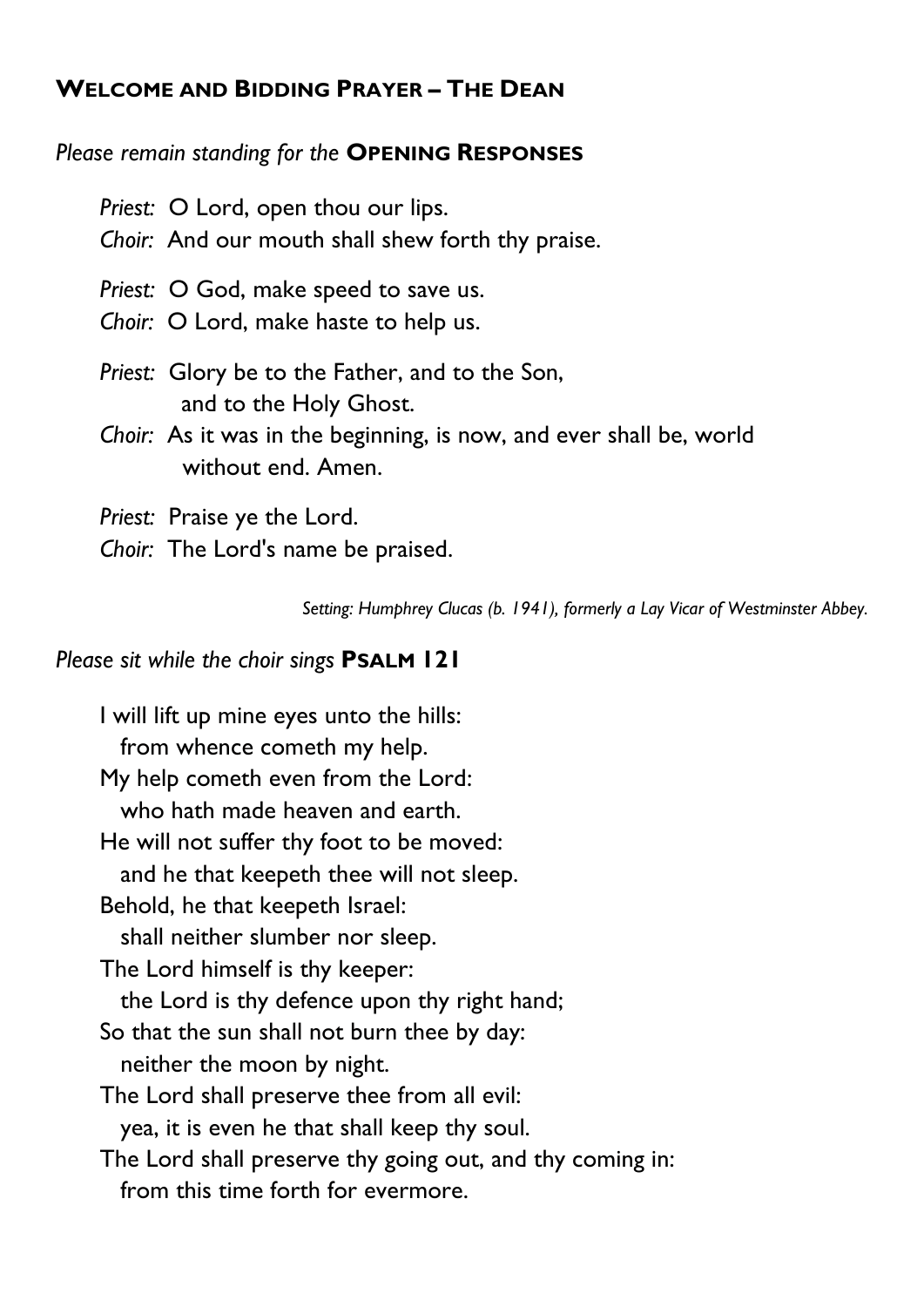## Welcome and Bidding Prayer – The Dean

*Please remain standing for the* **Opening Responses**

*Priest:* O Lord, open thou our lips.
*Choir:* And our mouth shall shew forth thy praise.

*Priest:* O God, make speed to save us.
*Choir:* O Lord, make haste to help us.

*Priest:* Glory be to the Father, and to the Son,
and to the Holy Ghost.
*Choir:* As it was in the beginning, is now, and ever shall be, world
without end. Amen.

*Priest:* Praise ye the Lord.
*Choir:* The Lord's name be praised.

*Setting: Humphrey Clucas (b. 1941), formerly a Lay Vicar of Westminster Abbey.*

*Please sit while the choir sings* **Psalm 121**

I will lift up mine eyes unto the hills:
from whence cometh my help.
My help cometh even from the Lord:
who hath made heaven and earth.
He will not suffer thy foot to be moved:
and he that keepeth thee will not sleep.
Behold, he that keepeth Israel:
shall neither slumber nor sleep.
The Lord himself is thy keeper:
the Lord is thy defence upon thy right hand;
So that the sun shall not burn thee by day:
neither the moon by night.
The Lord shall preserve thee from all evil:
yea, it is even he that shall keep thy soul.
The Lord shall preserve thy going out, and thy coming in:
from this time forth for evermore.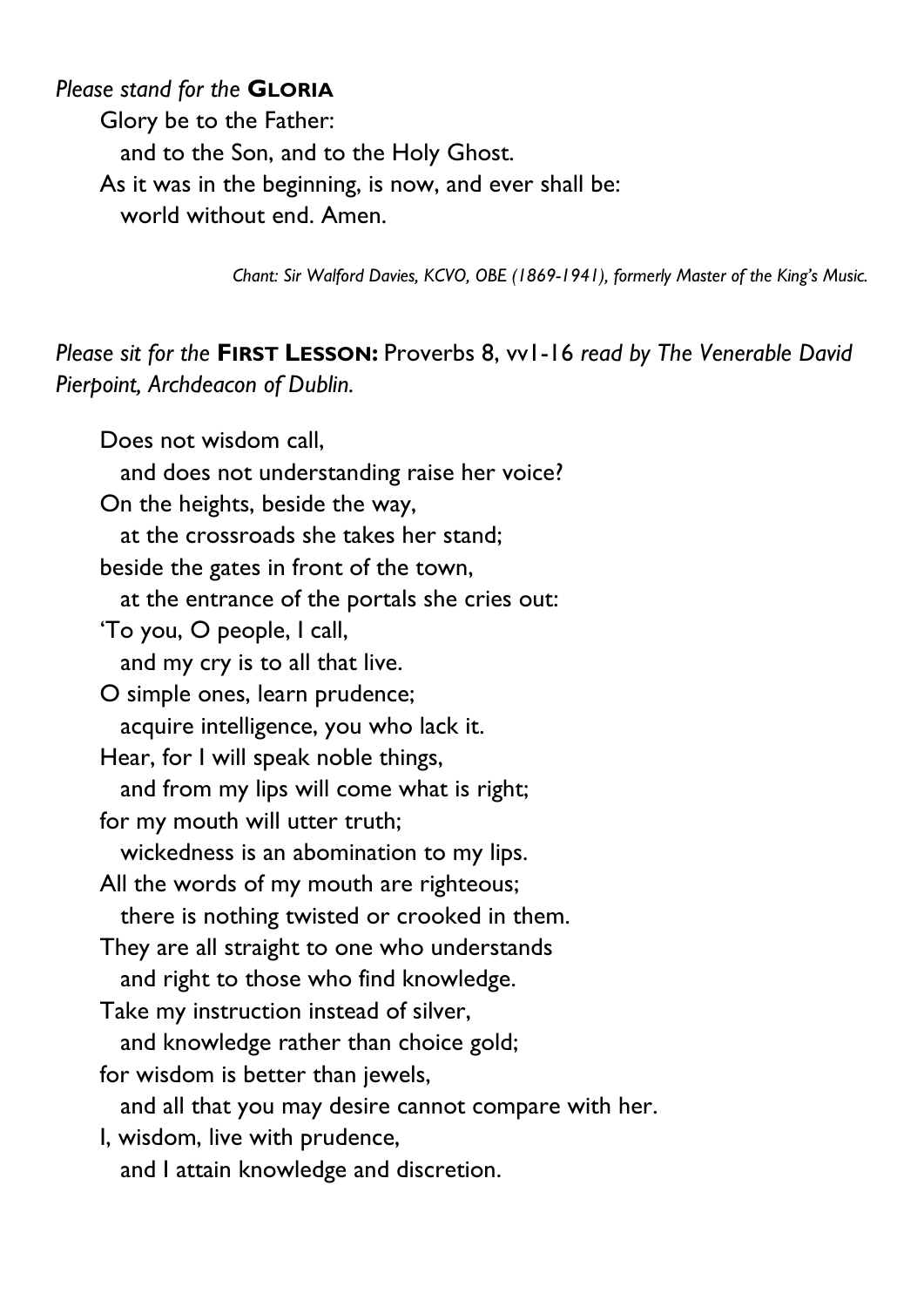*Please stand for the* **GLORIA**

Glory be to the Father:
  and to the Son, and to the Holy Ghost.
As it was in the beginning, is now, and ever shall be:
  world without end. Amen.

*Chant: Sir Walford Davies, KCVO, OBE (1869-1941), formerly Master of the King's Music.*

*Please sit for the* **FIRST LESSON:** Proverbs 8, vv1-16 *read by The Venerable David Pierpoint, Archdeacon of Dublin.*

Does not wisdom call,
  and does not understanding raise her voice?
On the heights, beside the way,
  at the crossroads she takes her stand;
beside the gates in front of the town,
  at the entrance of the portals she cries out:
'To you, O people, I call,
  and my cry is to all that live.
O simple ones, learn prudence;
  acquire intelligence, you who lack it.
Hear, for I will speak noble things,
  and from my lips will come what is right;
for my mouth will utter truth;
  wickedness is an abomination to my lips.
All the words of my mouth are righteous;
  there is nothing twisted or crooked in them.
They are all straight to one who understands
  and right to those who find knowledge.
Take my instruction instead of silver,
  and knowledge rather than choice gold;
for wisdom is better than jewels,
  and all that you may desire cannot compare with her.
I, wisdom, live with prudence,
  and I attain knowledge and discretion.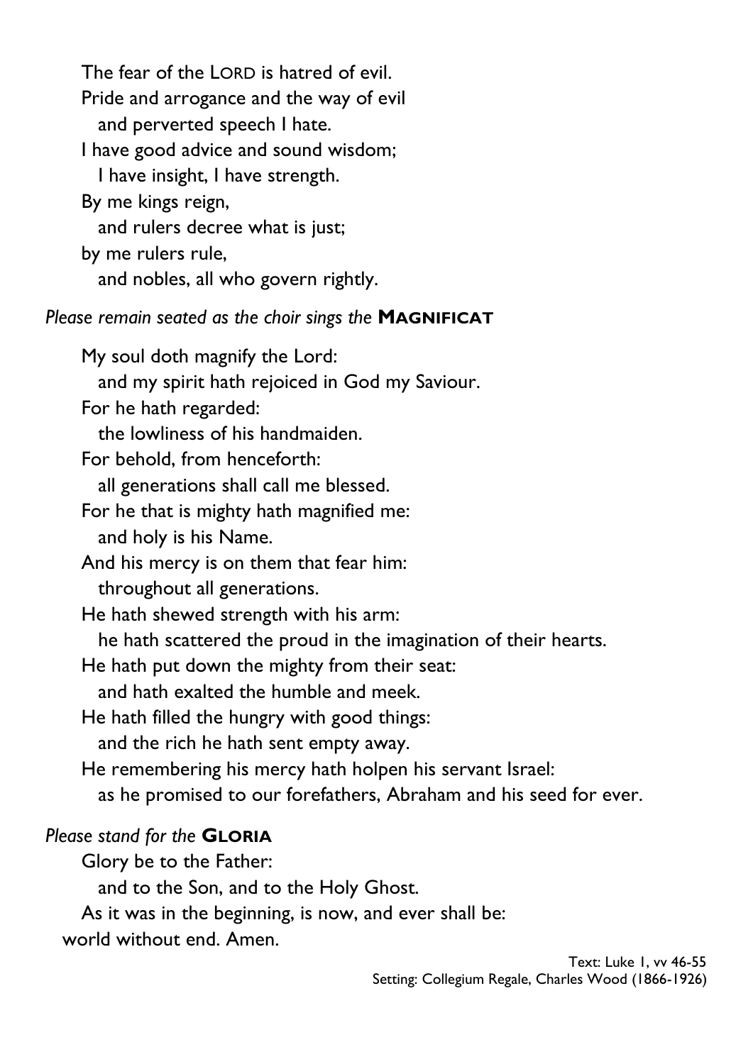The fear of the LORD is hatred of evil.
Pride and arrogance and the way of evil
  and perverted speech I hate.
I have good advice and sound wisdom;
  I have insight, I have strength.
By me kings reign,
  and rulers decree what is just;
by me rulers rule,
  and nobles, all who govern rightly.

*Please remain seated as the choir sings the* **MAGNIFICAT**

My soul doth magnify the Lord:
  and my spirit hath rejoiced in God my Saviour.
For he hath regarded:
  the lowliness of his handmaiden.
For behold, from henceforth:
  all generations shall call me blessed.
For he that is mighty hath magnified me:
  and holy is his Name.
And his mercy is on them that fear him:
  throughout all generations.
He hath shewed strength with his arm:
  he hath scattered the proud in the imagination of their hearts.
He hath put down the mighty from their seat:
  and hath exalted the humble and meek.
He hath filled the hungry with good things:
  and the rich he hath sent empty away.
He remembering his mercy hath holpen his servant Israel:
  as he promised to our forefathers, Abraham and his seed for ever.

*Please stand for the* **GLORIA**

Glory be to the Father:
  and to the Son, and to the Holy Ghost.
As it was in the beginning, is now, and ever shall be:
world without end. Amen.

Text: Luke 1, vv 46-55
Setting: Collegium Regale, Charles Wood (1866-1926)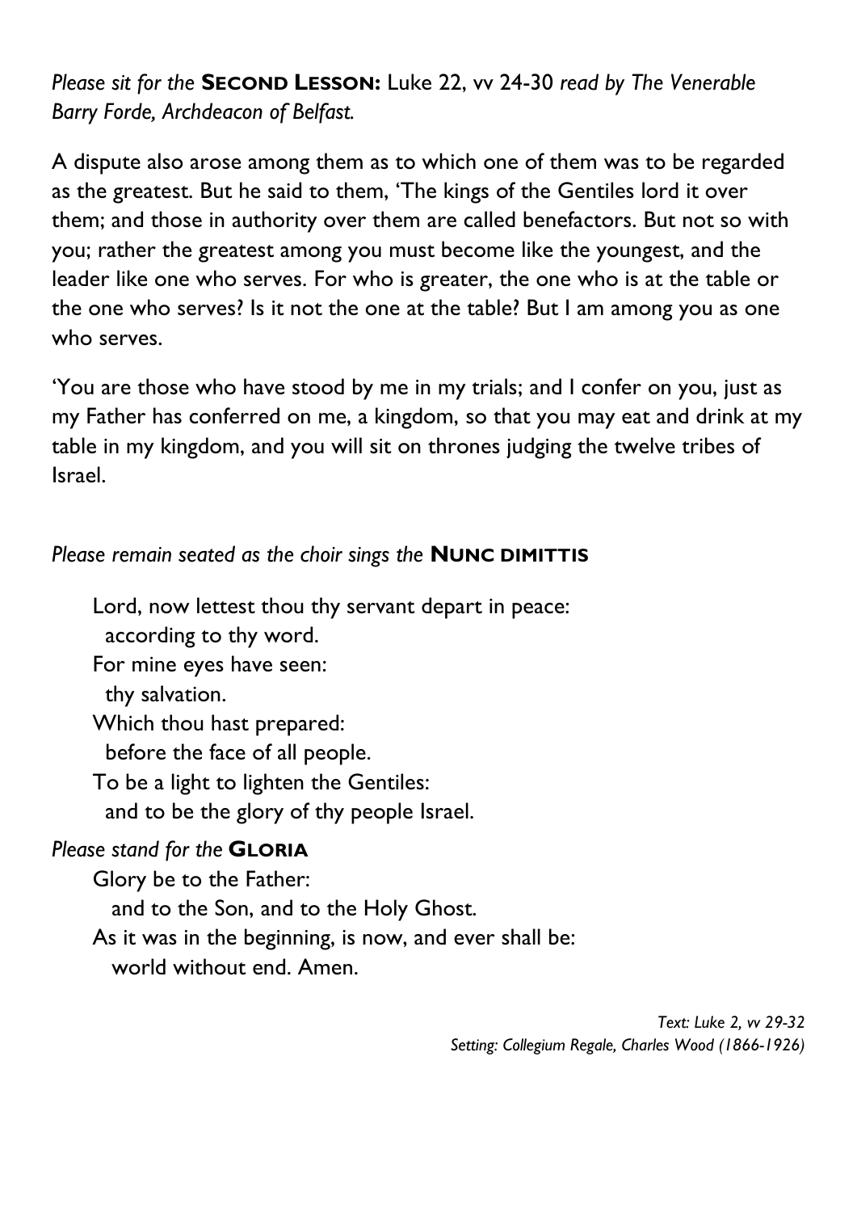*Please sit for the* **SECOND LESSON:** Luke 22, vv 24-30 *read by The Venerable Barry Forde, Archdeacon of Belfast.*

A dispute also arose among them as to which one of them was to be regarded as the greatest. But he said to them, 'The kings of the Gentiles lord it over them; and those in authority over them are called benefactors. But not so with you; rather the greatest among you must become like the youngest, and the leader like one who serves. For who is greater, the one who is at the table or the one who serves? Is it not the one at the table? But I am among you as one who serves.

'You are those who have stood by me in my trials; and I confer on you, just as my Father has conferred on me, a kingdom, so that you may eat and drink at my table in my kingdom, and you will sit on thrones judging the twelve tribes of Israel.

*Please remain seated as the choir sings the* **NUNC DIMITTIS**

Lord, now lettest thou thy servant depart in peace:  
  according to thy word.  
For mine eyes have seen:  
  thy salvation.  
Which thou hast prepared:  
  before the face of all people.  
To be a light to lighten the Gentiles:  
  and to be the glory of thy people Israel.

*Please stand for the* **GLORIA**

Glory be to the Father:  
  and to the Son, and to the Holy Ghost.  
As it was in the beginning, is now, and ever shall be:  
  world without end. Amen.

*Text: Luke 2, vv 29-32*  
*Setting: Collegium Regale, Charles Wood (1866-1926)*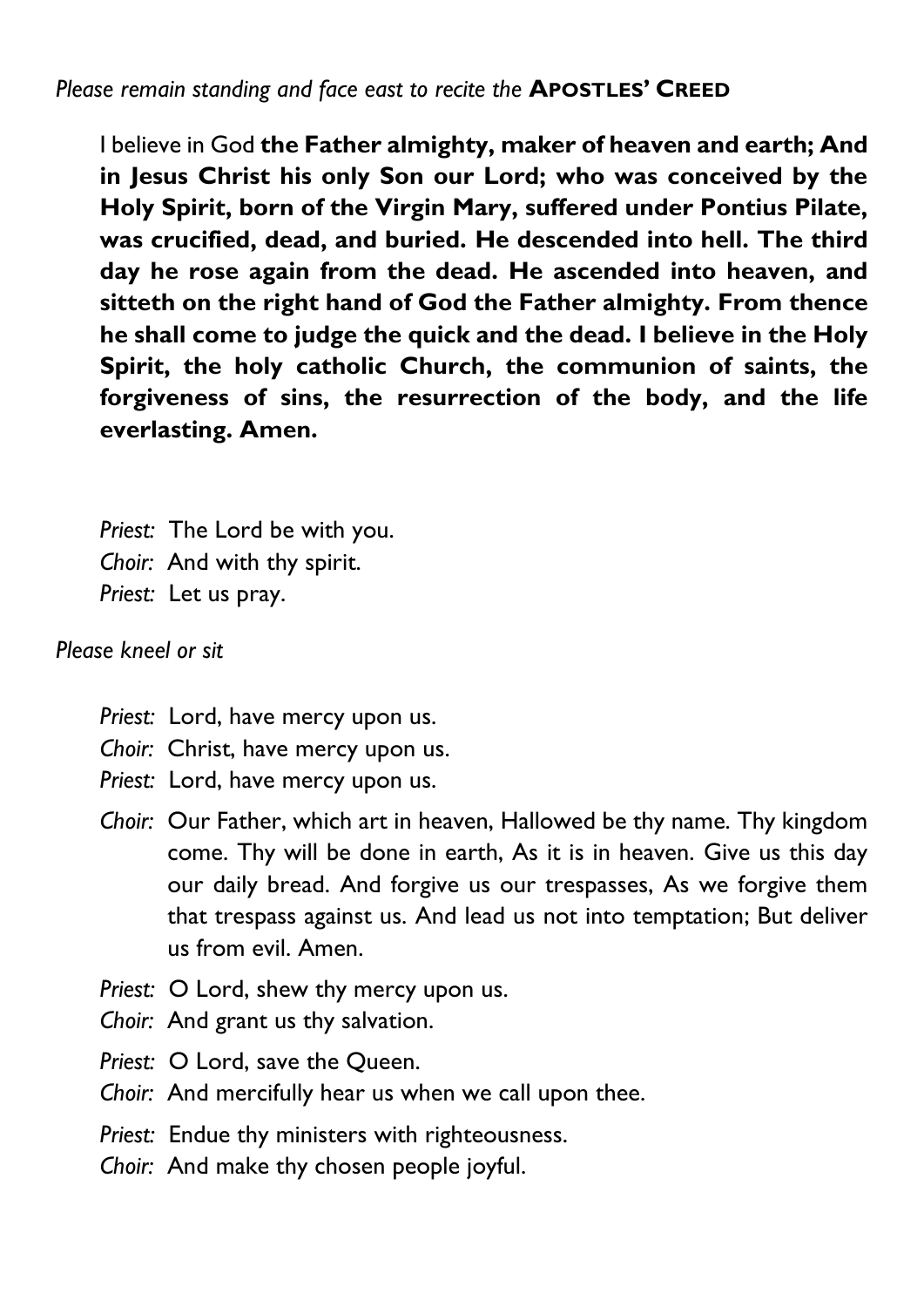*Please remain standing and face east to recite the* **APOSTLES' CREED**

I believe in God **the Father almighty, maker of heaven and earth; And in Jesus Christ his only Son our Lord; who was conceived by the Holy Spirit, born of the Virgin Mary, suffered under Pontius Pilate, was crucified, dead, and buried. He descended into hell. The third day he rose again from the dead. He ascended into heaven, and sitteth on the right hand of God the Father almighty. From thence he shall come to judge the quick and the dead. I believe in the Holy Spirit, the holy catholic Church, the communion of saints, the forgiveness of sins, the resurrection of the body, and the life everlasting. Amen.**

*Priest:* The Lord be with you.
*Choir:* And with thy spirit.
*Priest:* Let us pray.

*Please kneel or sit*

*Priest:* Lord, have mercy upon us.
*Choir:* Christ, have mercy upon us.
*Priest:* Lord, have mercy upon us.

*Choir:* Our Father, which art in heaven, Hallowed be thy name. Thy kingdom come. Thy will be done in earth, As it is in heaven. Give us this day our daily bread. And forgive us our trespasses, As we forgive them that trespass against us. And lead us not into temptation; But deliver us from evil. Amen.

*Priest:* O Lord, shew thy mercy upon us.
*Choir:* And grant us thy salvation.

*Priest:* O Lord, save the Queen.
*Choir:* And mercifully hear us when we call upon thee.

*Priest:* Endue thy ministers with righteousness.
*Choir:* And make thy chosen people joyful.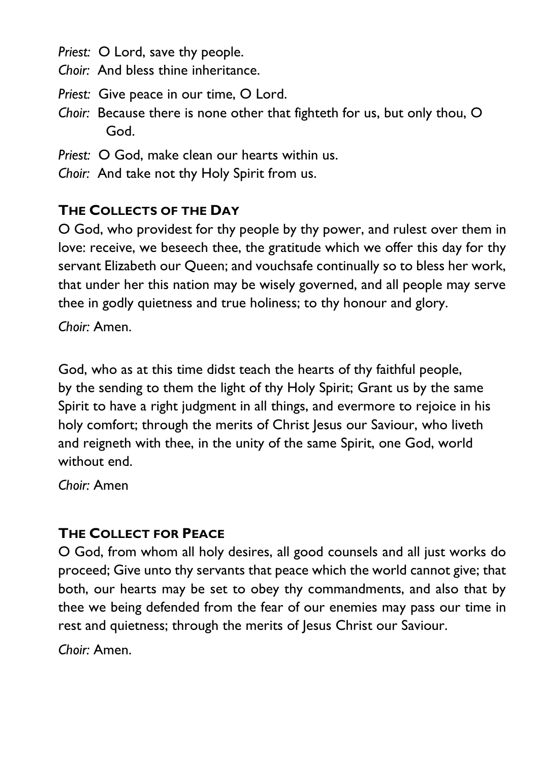*Priest:* O Lord, save thy people.

*Choir:* And bless thine inheritance.

*Priest:* Give peace in our time, O Lord.

*Choir:* Because there is none other that fighteth for us, but only thou, O God.

*Priest:* O God, make clean our hearts within us.

*Choir:* And take not thy Holy Spirit from us.

## THE COLLECTS OF THE DAY

O God, who providest for thy people by thy power, and rulest over them in love: receive, we beseech thee, the gratitude which we offer this day for thy servant Elizabeth our Queen; and vouchsafe continually so to bless her work, that under her this nation may be wisely governed, and all people may serve thee in godly quietness and true holiness; to thy honour and glory.

*Choir:* Amen.

God, who as at this time didst teach the hearts of thy faithful people, by the sending to them the light of thy Holy Spirit; Grant us by the same Spirit to have a right judgment in all things, and evermore to rejoice in his holy comfort; through the merits of Christ Jesus our Saviour, who liveth and reigneth with thee, in the unity of the same Spirit, one God, world without end.

*Choir:* Amen

## THE COLLECT FOR PEACE

O God, from whom all holy desires, all good counsels and all just works do proceed; Give unto thy servants that peace which the world cannot give; that both, our hearts may be set to obey thy commandments, and also that by thee we being defended from the fear of our enemies may pass our time in rest and quietness; through the merits of Jesus Christ our Saviour.

*Choir:* Amen.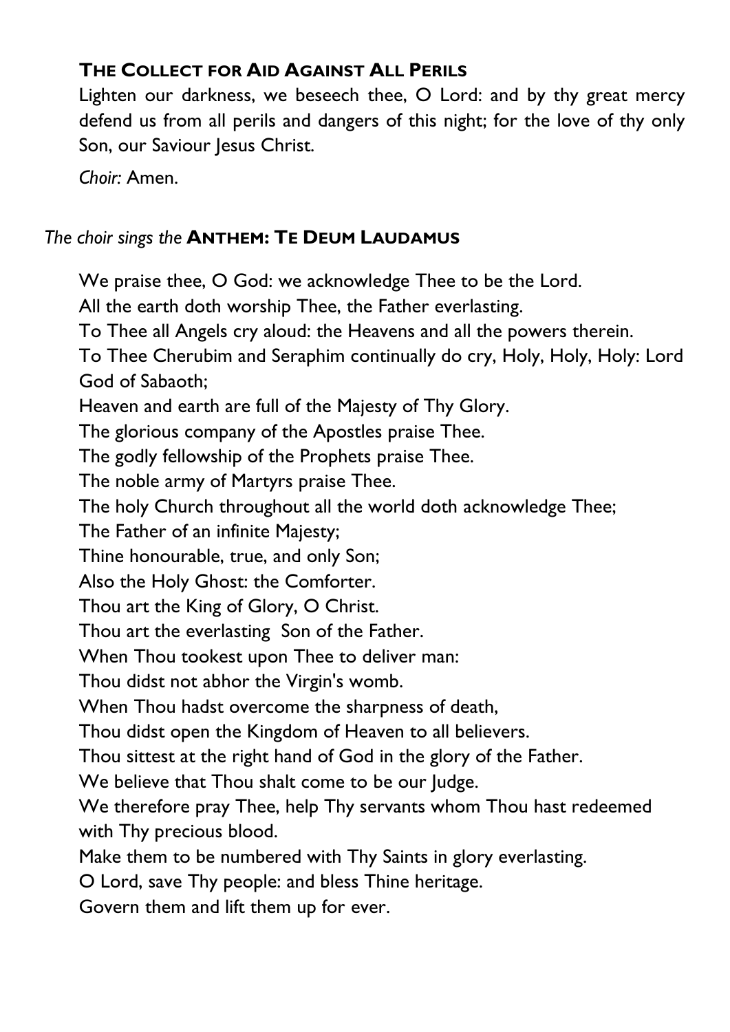### **THE COLLECT FOR AID AGAINST ALL PERILS**

Lighten our darkness, we beseech thee, O Lord: and by thy great mercy defend us from all perils and dangers of this night; for the love of thy only Son, our Saviour Jesus Christ.

*Choir:* Amen.

*The choir sings the* **ANTHEM: TE DEUM LAUDAMUS**

We praise thee, O God: we acknowledge Thee to be the Lord.  
All the earth doth worship Thee, the Father everlasting.  
To Thee all Angels cry aloud: the Heavens and all the powers therein.  
To Thee Cherubim and Seraphim continually do cry, Holy, Holy, Holy: Lord God of Sabaoth;  
Heaven and earth are full of the Majesty of Thy Glory.  
The glorious company of the Apostles praise Thee.  
The godly fellowship of the Prophets praise Thee.  
The noble army of Martyrs praise Thee.  
The holy Church throughout all the world doth acknowledge Thee;  
The Father of an infinite Majesty;  
Thine honourable, true, and only Son;  
Also the Holy Ghost: the Comforter.  
Thou art the King of Glory, O Christ.  
Thou art the everlasting Son of the Father.  
When Thou tookest upon Thee to deliver man:  
Thou didst not abhor the Virgin's womb.  
When Thou hadst overcome the sharpness of death,  
Thou didst open the Kingdom of Heaven to all believers.  
Thou sittest at the right hand of God in the glory of the Father.  
We believe that Thou shalt come to be our Judge.  
We therefore pray Thee, help Thy servants whom Thou hast redeemed with Thy precious blood.  
Make them to be numbered with Thy Saints in glory everlasting.  
O Lord, save Thy people: and bless Thine heritage.  
Govern them and lift them up for ever.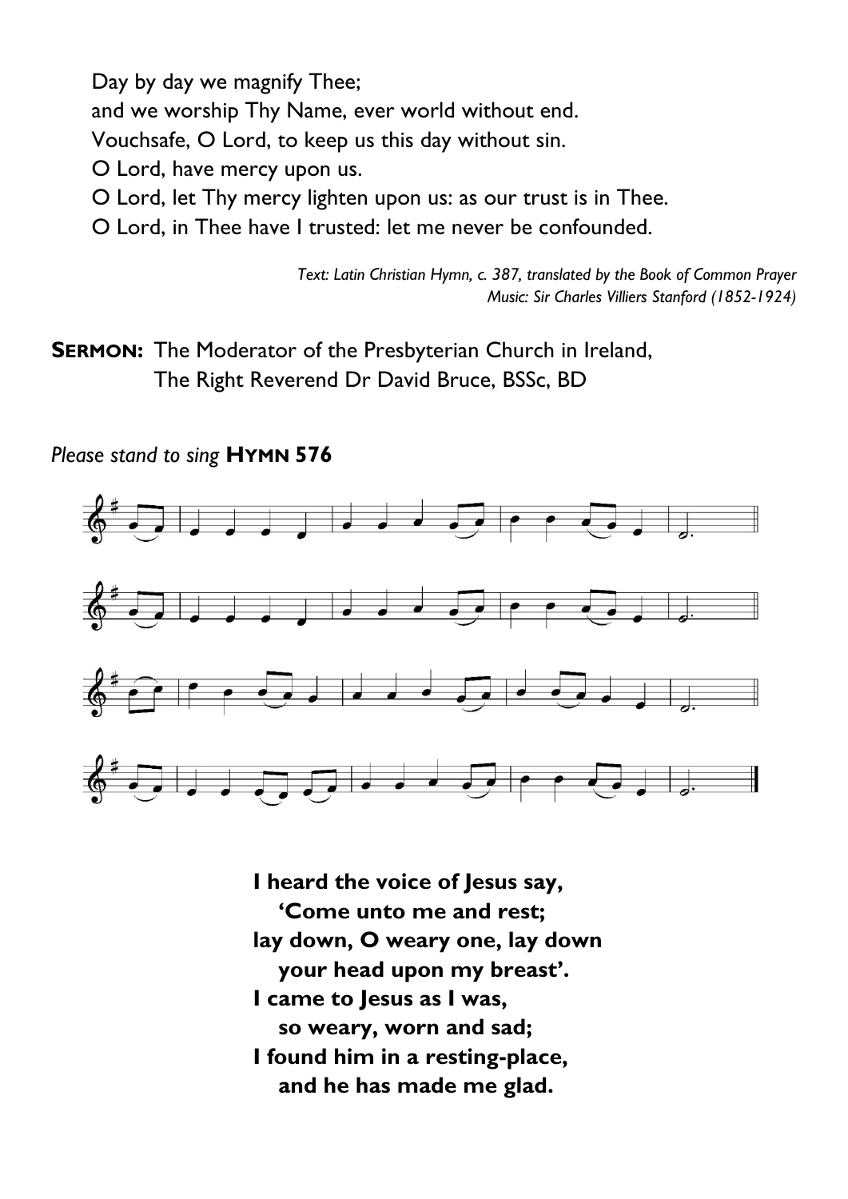Day by day we magnify Thee;
and we worship Thy Name, ever world without end.
Vouchsafe, O Lord, to keep us this day without sin.
O Lord, have mercy upon us.
O Lord, let Thy mercy lighten upon us: as our trust is in Thee.
O Lord, in Thee have I trusted: let me never be confounded.

*Text: Latin Christian Hymn, c. 387, translated by the Book of Common Prayer*
*Music: Sir Charles Villiers Stanford (1852-1924)*

**SERMON:** The Moderator of the Presbyterian Church in Ireland, The Right Reverend Dr David Bruce, BSSc, BD

*Please stand to sing* **HYMN 576**

**I heard the voice of Jesus say,**
**'Come unto me and rest;**
**lay down, O weary one, lay down**
**your head upon my breast'.**
**I came to Jesus as I was,**
**so weary, worn and sad;**
**I found him in a resting-place,**
**and he has made me glad.**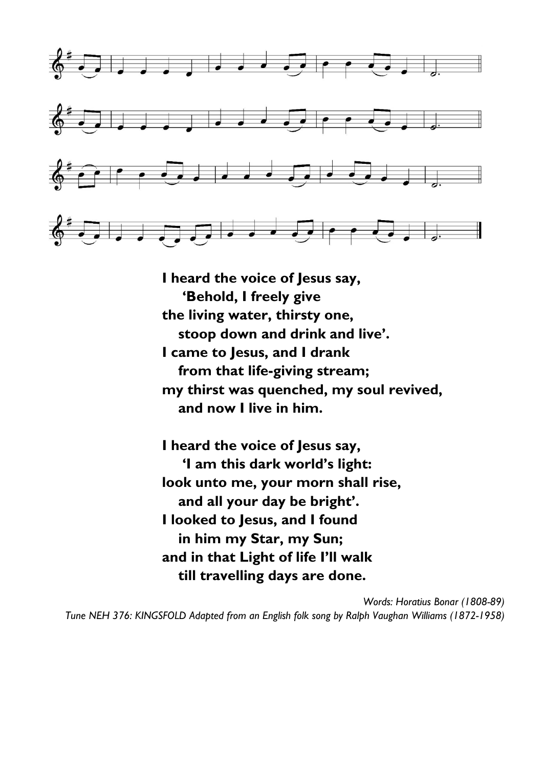**I heard the voice of Jesus say,**
**'Behold, I freely give**
**the living water, thirsty one,**
**stoop down and drink and live'.**
**I came to Jesus, and I drank**
**from that life-giving stream;**
**my thirst was quenched, my soul revived,**
**and now I live in him.**

**I heard the voice of Jesus say,**
**'I am this dark world's light:**
**look unto me, your morn shall rise,**
**and all your day be bright'.**
**I looked to Jesus, and I found**
**in him my Star, my Sun;**
**and in that Light of life I'll walk**
**till travelling days are done.**

*Words: Horatius Bonar (1808-89)*
*Tune NEH 376: KINGSFOLD Adapted from an English folk song by Ralph Vaughan Williams (1872-1958)*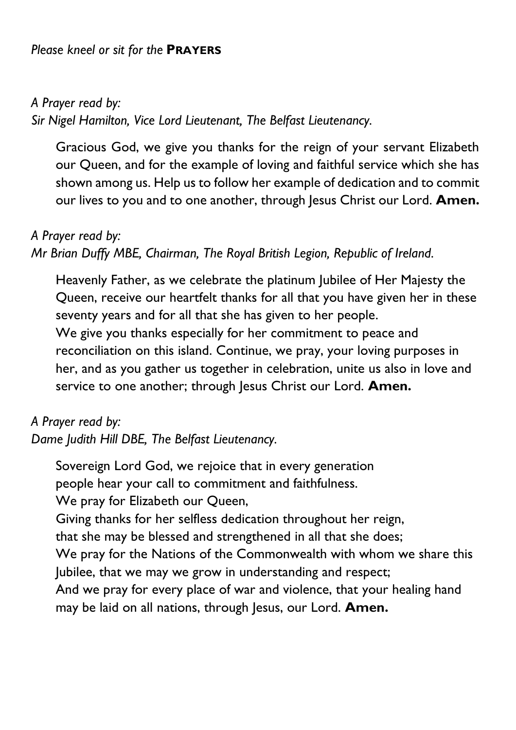*Please kneel or sit for the* **PRAYERS**

*A Prayer read by:*
*Sir Nigel Hamilton, Vice Lord Lieutenant, The Belfast Lieutenancy.*

Gracious God, we give you thanks for the reign of your servant Elizabeth our Queen, and for the example of loving and faithful service which she has shown among us. Help us to follow her example of dedication and to commit our lives to you and to one another, through Jesus Christ our Lord. **Amen.**

*A Prayer read by:*
*Mr Brian Duffy MBE, Chairman, The Royal British Legion, Republic of Ireland.*

Heavenly Father, as we celebrate the platinum Jubilee of Her Majesty the Queen, receive our heartfelt thanks for all that you have given her in these seventy years and for all that she has given to her people.
We give you thanks especially for her commitment to peace and reconciliation on this island. Continue, we pray, your loving purposes in her, and as you gather us together in celebration, unite us also in love and service to one another; through Jesus Christ our Lord. **Amen.**

*A Prayer read by:*
*Dame Judith Hill DBE, The Belfast Lieutenancy.*

Sovereign Lord God, we rejoice that in every generation
people hear your call to commitment and faithfulness.
We pray for Elizabeth our Queen,
Giving thanks for her selfless dedication throughout her reign,
that she may be blessed and strengthened in all that she does;
We pray for the Nations of the Commonwealth with whom we share this Jubilee, that we may we grow in understanding and respect;
And we pray for every place of war and violence, that your healing hand may be laid on all nations, through Jesus, our Lord. **Amen.**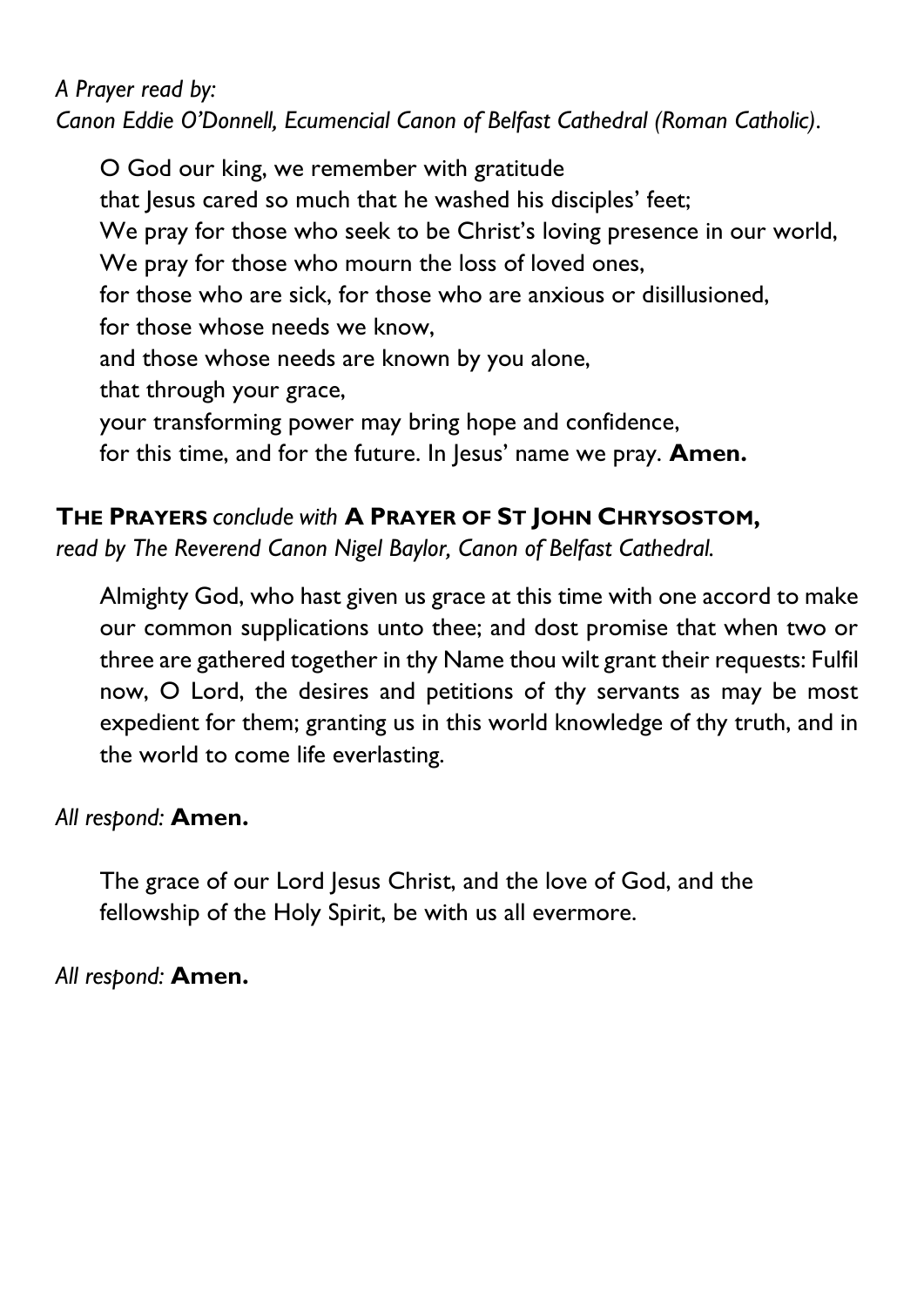*A Prayer read by:*
*Canon Eddie O'Donnell, Ecumencial Canon of Belfast Cathedral (Roman Catholic).*

O God our king, we remember with gratitude
that Jesus cared so much that he washed his disciples' feet;
We pray for those who seek to be Christ's loving presence in our world,
We pray for those who mourn the loss of loved ones,
for those who are sick, for those who are anxious or disillusioned,
for those whose needs we know,
and those whose needs are known by you alone,
that through your grace,
your transforming power may bring hope and confidence,
for this time, and for the future. In Jesus' name we pray. **Amen.**

**THE PRAYERS** *conclude with* **A PRAYER OF ST JOHN CHRYSOSTOM,**
*read by The Reverend Canon Nigel Baylor, Canon of Belfast Cathedral.*

Almighty God, who hast given us grace at this time with one accord to make our common supplications unto thee; and dost promise that when two or three are gathered together in thy Name thou wilt grant their requests: Fulfil now, O Lord, the desires and petitions of thy servants as may be most expedient for them; granting us in this world knowledge of thy truth, and in the world to come life everlasting.

*All respond:* **Amen.**

The grace of our Lord Jesus Christ, and the love of God, and the fellowship of the Holy Spirit, be with us all evermore.

*All respond:* **Amen.**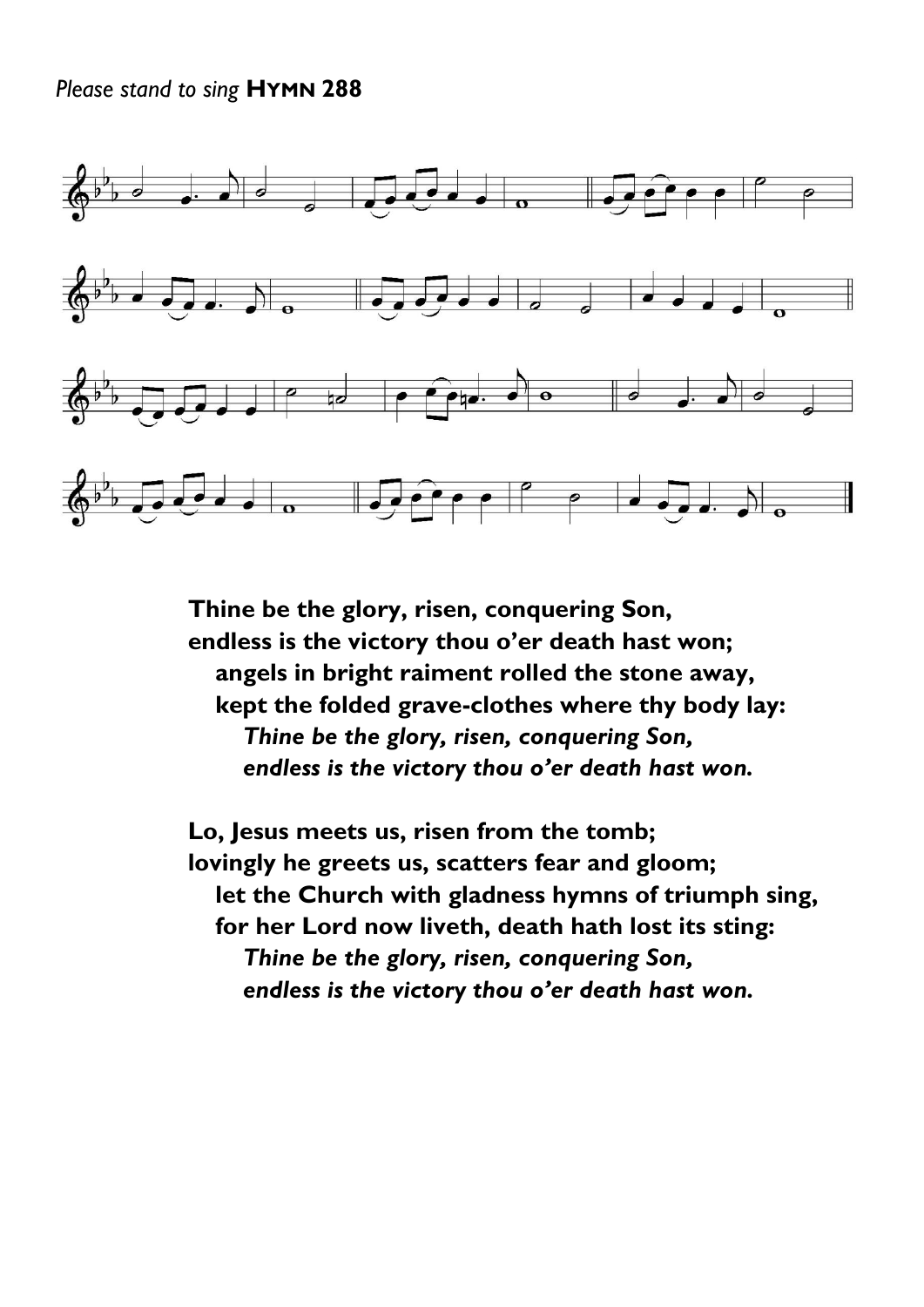*Please stand to sing* **HYMN 288**

**Thine be the glory, risen, conquering Son,**
**endless is the victory thou o'er death hast won;**
**angels in bright raiment rolled the stone away,**
**kept the folded grave-clothes where thy body lay:**
***Thine be the glory, risen, conquering Son,***
***endless is the victory thou o'er death hast won.***

**Lo, Jesus meets us, risen from the tomb;**
**lovingly he greets us, scatters fear and gloom;**
**let the Church with gladness hymns of triumph sing,**
**for her Lord now liveth, death hath lost its sting:**
***Thine be the glory, risen, conquering Son,***
***endless is the victory thou o'er death hast won.***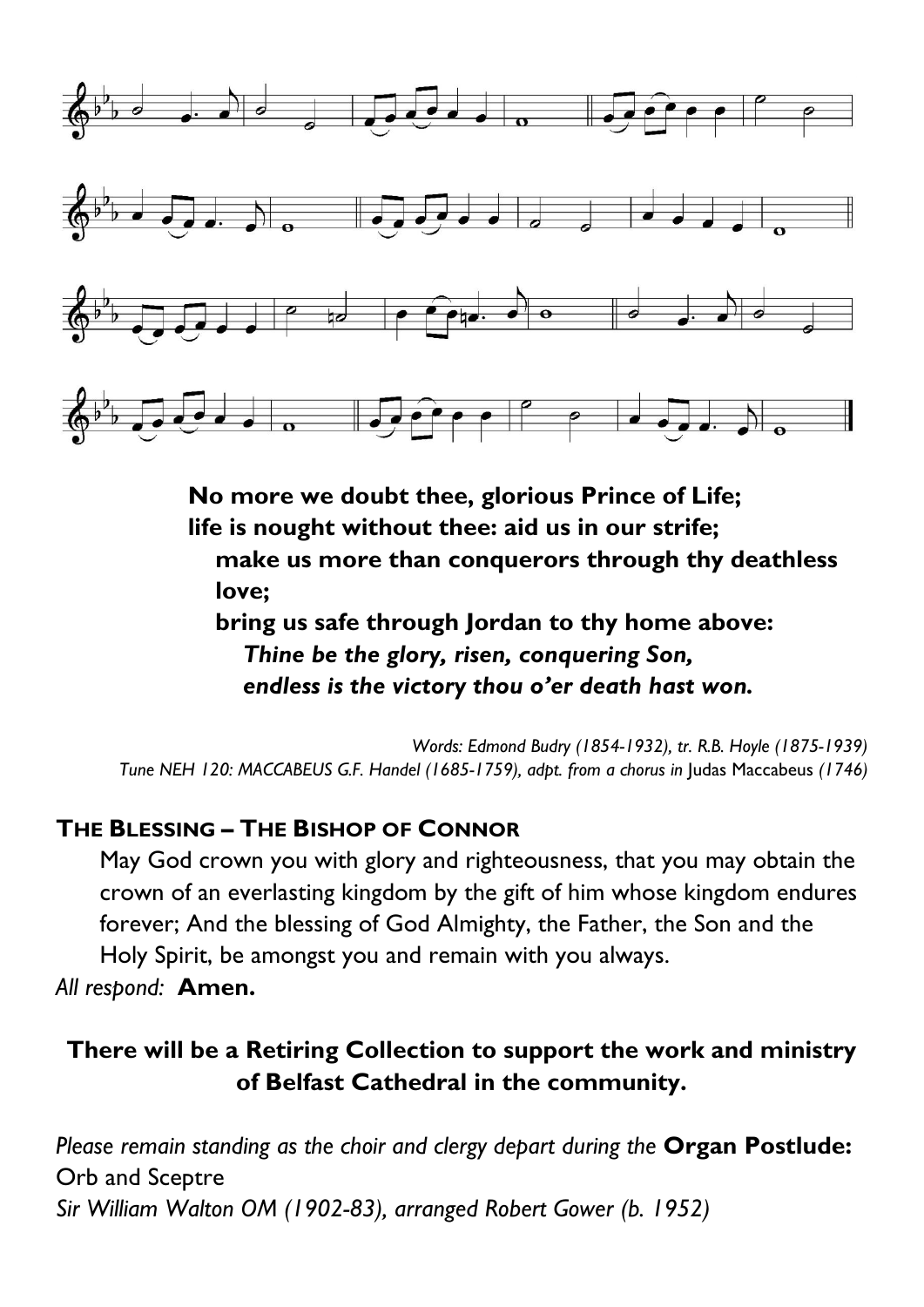**No more we doubt thee, glorious Prince of Life;**
**life is nought without thee: aid us in our strife;**
**make us more than conquerors through thy deathless love;**
**bring us safe through Jordan to thy home above:**
***Thine be the glory, risen, conquering Son,***
***endless is the victory thou o'er death hast won.***

*Words: Edmond Budry (1854-1932), tr. R.B. Hoyle (1875-1939)*
*Tune NEH 120: MACCABEUS G.F. Handel (1685-1759), adpt. from a chorus in* Judas Maccabeus *(1746)*

## THE BLESSING – THE BISHOP OF CONNOR

May God crown you with glory and righteousness, that you may obtain the crown of an everlasting kingdom by the gift of him whose kingdom endures forever; And the blessing of God Almighty, the Father, the Son and the Holy Spirit, be amongst you and remain with you always.

*All respond:* **Amen.**

**There will be a Retiring Collection to support the work and ministry of Belfast Cathedral in the community.**

*Please remain standing as the choir and clergy depart during the* **Organ Postlude:**
Orb and Sceptre
*Sir William Walton OM (1902-83), arranged Robert Gower (b. 1952)*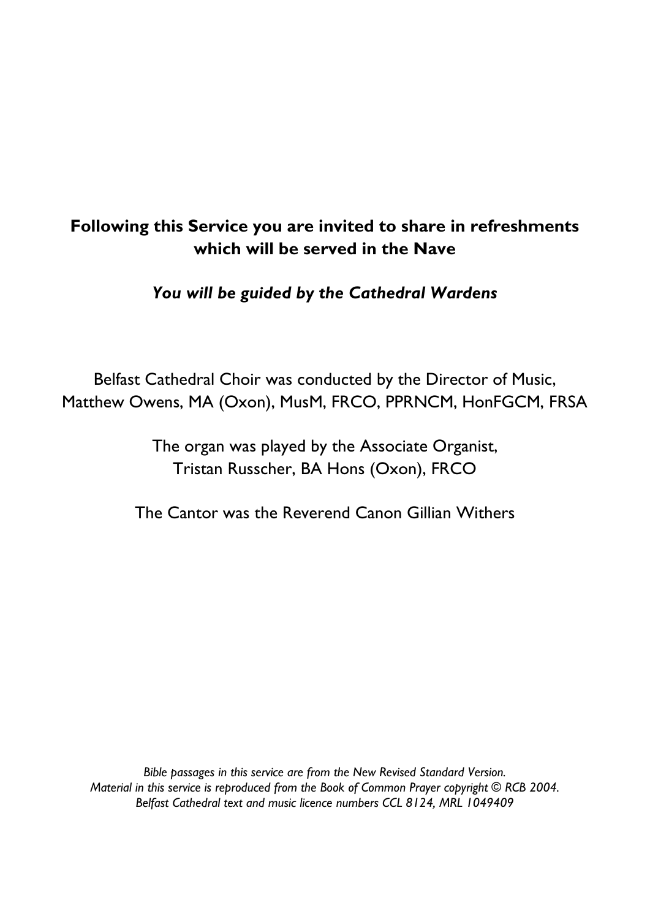**Following this Service you are invited to share in refreshments which will be served in the Nave**

***You will be guided by the Cathedral Wardens***

Belfast Cathedral Choir was conducted by the Director of Music, Matthew Owens, MA (Oxon), MusM, FRCO, PPRNCM, HonFGCM, FRSA

The organ was played by the Associate Organist, Tristan Russcher, BA Hons (Oxon), FRCO

The Cantor was the Reverend Canon Gillian Withers

*Bible passages in this service are from the New Revised Standard Version.*
*Material in this service is reproduced from the Book of Common Prayer copyright © RCB 2004.*
*Belfast Cathedral text and music licence numbers CCL 8124, MRL 1049409*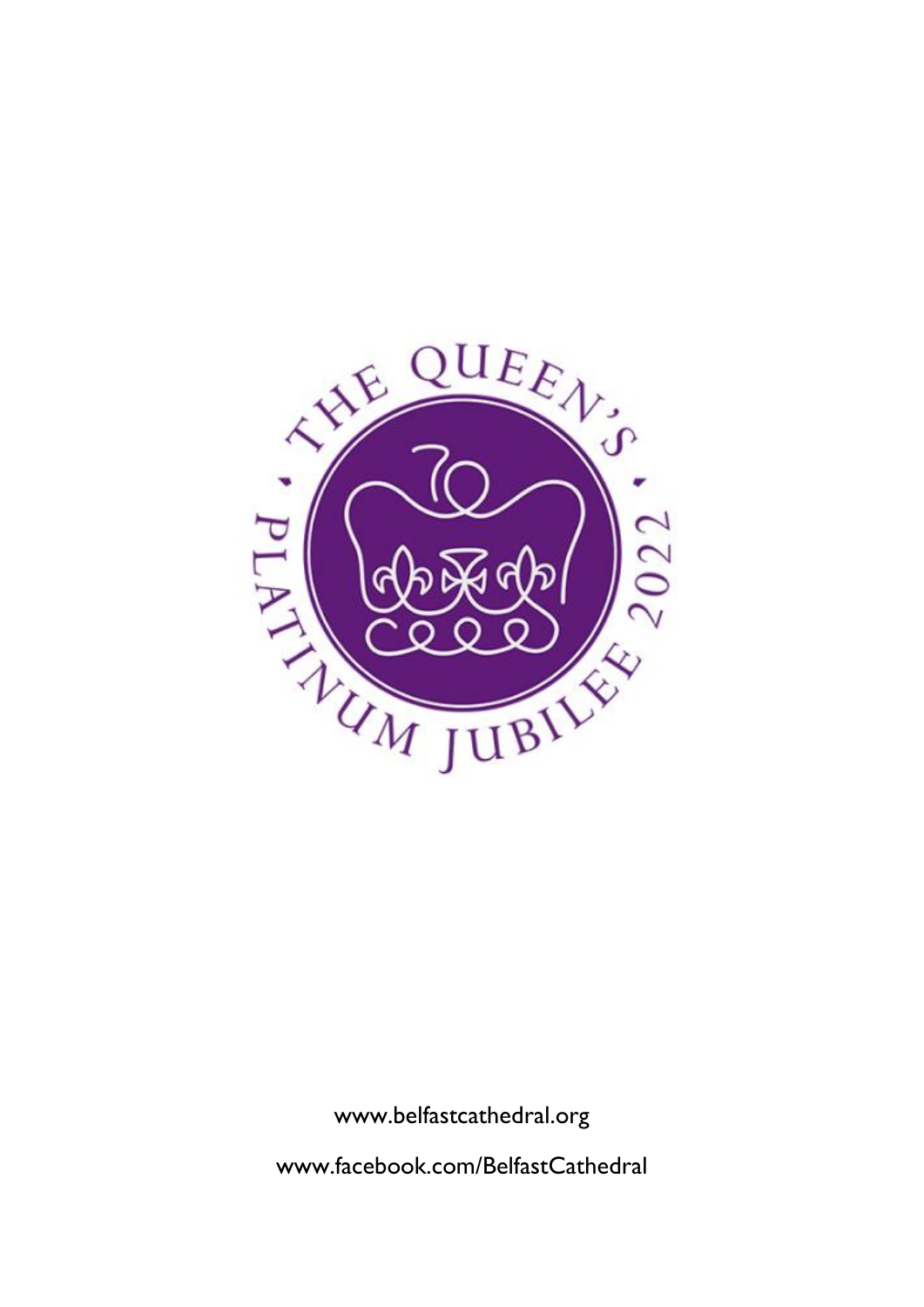THE QUEEN'S PLATINUM JUBILEE 2022

www.belfastcathedral.org

www.facebook.com/BelfastCathedral